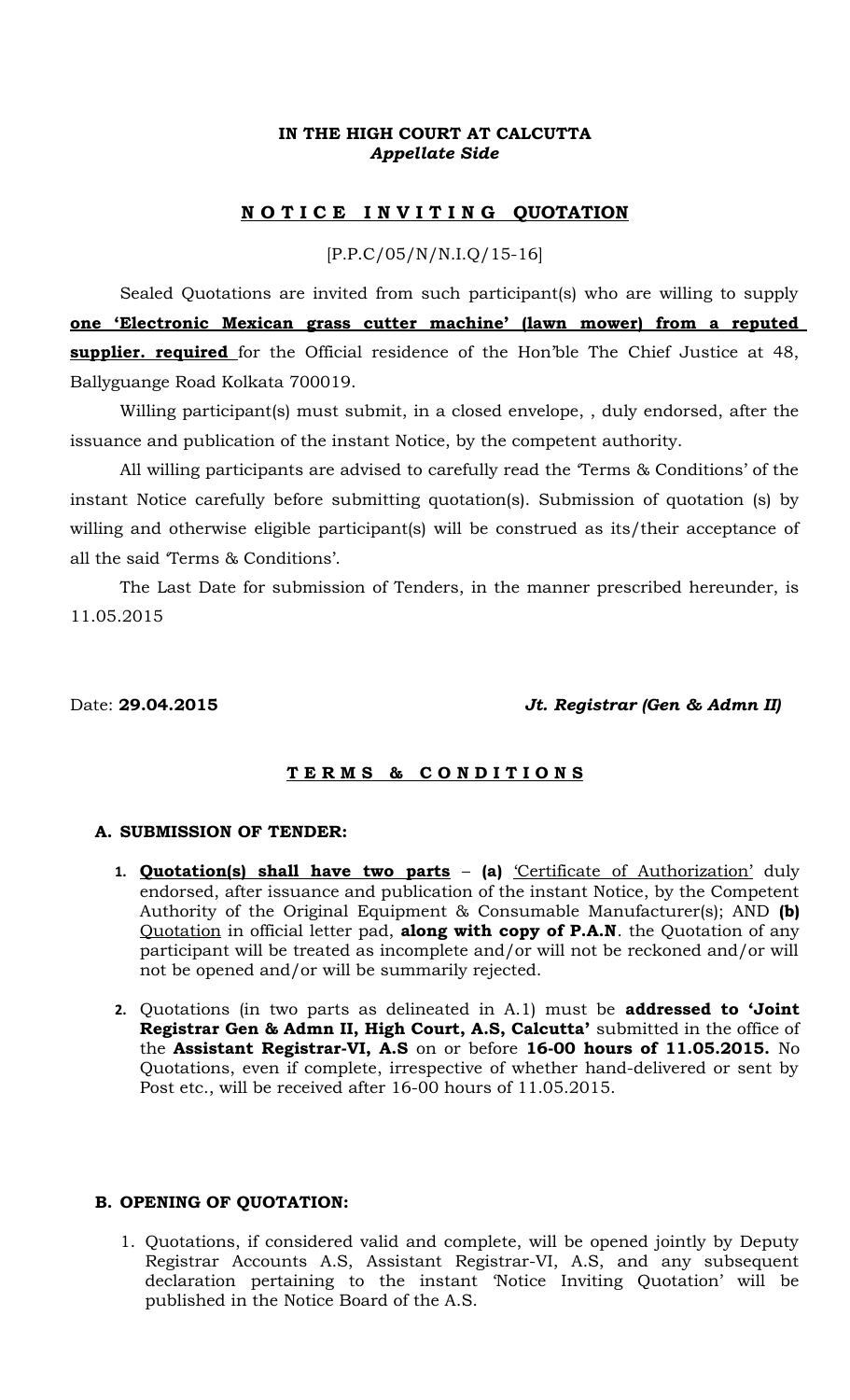**IN THE HIGH COURT AT CALCUTTA**
***Appellate Side***

## N O T I C E   I N V I T I N G   QUOTATION

[P.P.C/05/N/N.I.Q/15-16]

Sealed Quotations are invited from such participant(s) who are willing to supply **one 'Electronic Mexican grass cutter machine' (lawn mower) from a reputed supplier. required** for the Official residence of the Hon'ble The Chief Justice at 48, Ballyguange Road Kolkata 700019.

Willing participant(s) must submit, in a closed envelope, , duly endorsed, after the issuance and publication of the instant Notice, by the competent authority.

All willing participants are advised to carefully read the 'Terms & Conditions' of the instant Notice carefully before submitting quotation(s). Submission of quotation (s) by willing and otherwise eligible participant(s) will be construed as its/their acceptance of all the said 'Terms & Conditions'.

The Last Date for submission of Tenders, in the manner prescribed hereunder, is 11.05.2015

Date: **29.04.2015**    ***Jt. Registrar (Gen & Admn II)***

## T E R M S   &   C O N D I T I O N S

### A. SUBMISSION OF TENDER:

1. **Quotation(s) shall have two parts** – **(a)** 'Certificate of Authorization' duly endorsed, after issuance and publication of the instant Notice, by the Competent Authority of the Original Equipment & Consumable Manufacturer(s); AND **(b)** Quotation in official letter pad, **along with copy of P.A.N**. the Quotation of any participant will be treated as incomplete and/or will not be reckoned and/or will not be opened and/or will be summarily rejected.

2. Quotations (in two parts as delineated in A.1) must be **addressed to 'Joint Registrar Gen & Admn II, High Court, A.S, Calcutta'** submitted in the office of the **Assistant Registrar-VI, A.S** on or before **16-00 hours of 11.05.2015.** No Quotations, even if complete, irrespective of whether hand-delivered or sent by Post etc., will be received after 16-00 hours of 11.05.2015.

### B. OPENING OF QUOTATION:

1. Quotations, if considered valid and complete, will be opened jointly by Deputy Registrar Accounts A.S, Assistant Registrar-VI, A.S, and any subsequent declaration pertaining to the instant 'Notice Inviting Quotation' will be published in the Notice Board of the A.S.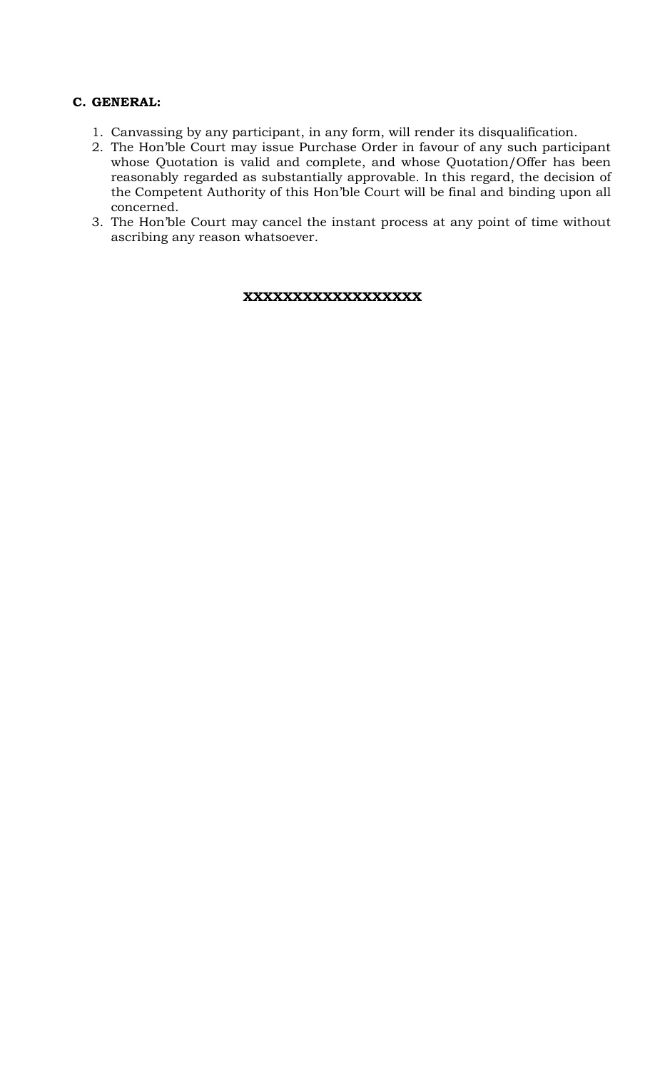**C. GENERAL:**

1. Canvassing by any participant, in any form, will render its disqualification.
2. The Hon'ble Court may issue Purchase Order in favour of any such participant whose Quotation is valid and complete, and whose Quotation/Offer has been reasonably regarded as substantially approvable. In this regard, the decision of the Competent Authority of this Hon'ble Court will be final and binding upon all concerned.
3. The Hon'ble Court may cancel the instant process at any point of time without ascribing any reason whatsoever.

**XXXXXXXXXXXXXXXXXX**